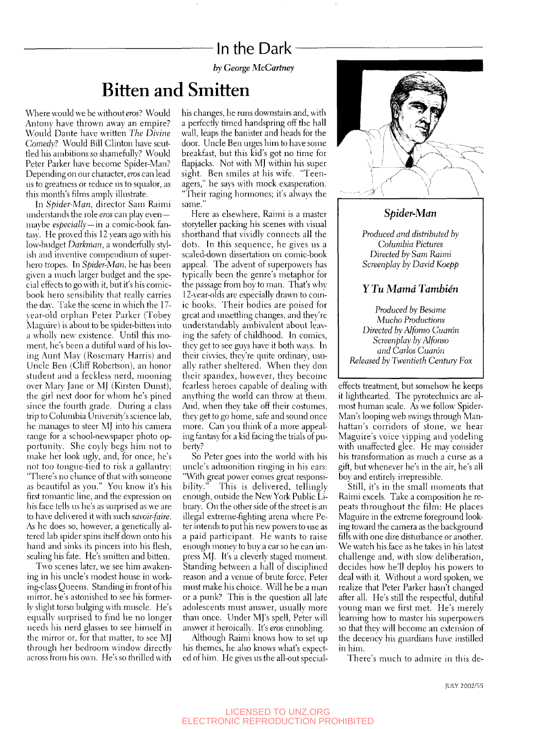## In the Dark

*by George McCartney*

# Bitten and Smitten

Where would we be without *eros*? Would Antony have thrown away an empire? Would Dante have written *The Divine Comedy*? Would Bill Clinton have scuttled his ambitions so shamefully? Would Peter Parker have become Spider-Man? Depending on our character, *eros* can lead us to greatness or reduce us to squalor, as this month's films amply illustrate.

In *Spider-Man*, director Sam Raimi understands the role *eros* can play even—maybe *especially*—in a comic-book fantasy. He proved this 12 years ago with his low-budget *Darkman*, a wonderfully stylish and inventive compendium of superhero tropes. In *Spider-Man*, he has been given a much larger budget and the special effects to go with it, but it's his comic-book hero sensibility that really carries the day. Take the scene in which the 17-year-old orphan Peter Parker (Tobey Maguire) is about to be spider-bitten into a wholly new existence. Until this moment, he's been a dutiful ward of his loving Aunt May (Rosemary Harris) and Uncle Ben (Cliff Robertson), an honor student and a feckless nerd, mooning over Mary Jane or MJ (Kirsten Dunst), the girl next door for whom he's pined since the fourth grade. During a class trip to Columbia University's science lab, he manages to steer MJ into his camera range for a school-newspaper photo opportunity. She coyly begs him not to make her look ugly, and, for once, he's not too tongue-tied to risk a gallantry: "There's no chance of that with someone as beautiful as you." You know it's his first romantic line, and the expression on his face tells us he's as surprised as we are to have delivered it with such *savoir-faire*. As he does so, however, a genetically altered lab spider spins itself down onto his hand and sinks its pincers into his flesh, sealing his fate. He's smitten and bitten.

Two scenes later, we see him awakening in his uncle's modest house in working-class Queens. Standing in front of his mirror, he's astonished to see his formerly slight torso bulging with muscle. He's equally surprised to find he no longer needs his nerd glasses to see himself in the mirror or, for that matter, to see MJ through her bedroom window directly across from his own. He's so thrilled with his changes, he runs downstairs and, with a perfectly timed handspring off the hall wall, leaps the banister and heads for the door. Uncle Ben urges him to have some breakfast, but this kid's got no time for flapjacks. Not with MJ within his super sight. Ben smiles at his wife. "Teenagers," he says with mock exasperation. "Their raging hormones; it's always the same."

Here as elsewhere, Raimi is a master storyteller packing his scenes with visual shorthand that vividly connects all the dots. In this sequence, he gives us a scaled-down dissertation on comic-book appeal. The advent of superpowers has typically been the genre's metaphor for the passage from boy to man. That's why 12-year-olds are especially drawn to comic books. Their bodies are poised for great and unsettling changes, and they're understandably ambivalent about leaving the safety of childhood. In comics, they get to see guys have it both ways. In their civvies, they're quite ordinary, usually rather sheltered. When they don their spandex, however, they become fearless heroes capable of dealing with anything the world can throw at them. And, when they take off their costumes, they get to go home, safe and sound once more. Can you think of a more appealing fantasy for a kid facing the trials of puberty?

So Peter goes into the world with his uncle's admonition ringing in his ears: "With great power comes great responsibility." This is delivered, tellingly enough, outside the New York Public Library. On the other side of the street is an illegal extreme-fighting arena where Peter intends to put his new powers to use as a paid participant. He wants to raise enough money to buy a car so he can impress MJ. It's a cleverly staged moment. Standing between a hall of disciplined reason and a venue of brute force, Peter must make his choice. Will he be a man or a punk? This is the question all late adolescents must answer, usually more than once. Under MJ's spell, Peter will answer it heroically. It's *eros* ennobling.

Although Raimi knows how to set up his themes, he also knows what's expected of him. He gives us the all-out special-effects treatment, but somehow he keeps it lighthearted. The pyrotechnics are almost human scale. As we follow Spider-Man's looping web swings through Manhattan's corridors of stone, we hear Maguire's voice yipping and yodeling with unaffected glee. He may consider his transformation as much a curse as a gift, but whenever he's in the air, he's all boy and entirely irrepressible.

Still, it's in the small moments that Raimi excels. Take a composition he repeats throughout the film: He places Maguire in the extreme foreground looking toward the camera as the background fills with one dire disturbance or another. We watch his face as he takes in his latest challenge and, with slow deliberation, decides how he'll deploy his powers to deal with it. Without a word spoken, we realize that Peter Parker hasn't changed after all. He's still the respectful, dutiful young man we first met. He's merely learning how to master his superpowers so that they will become an extension of the decency his guardians have instilled in him.

There's much to admire in this de-

---

### *Spider-Man*

*Produced and distributed by Columbia Pictures*
*Directed by Sam Raimi*
*Screenplay by David Koepp*

### *Y Tu Mamá También*

*Produced by Besame Mucho Productions*
*Directed by Alfonso Cuarón*
*Screenplay by Alfonso and Carlos Cuarón*
*Released by Twentieth Century Fox*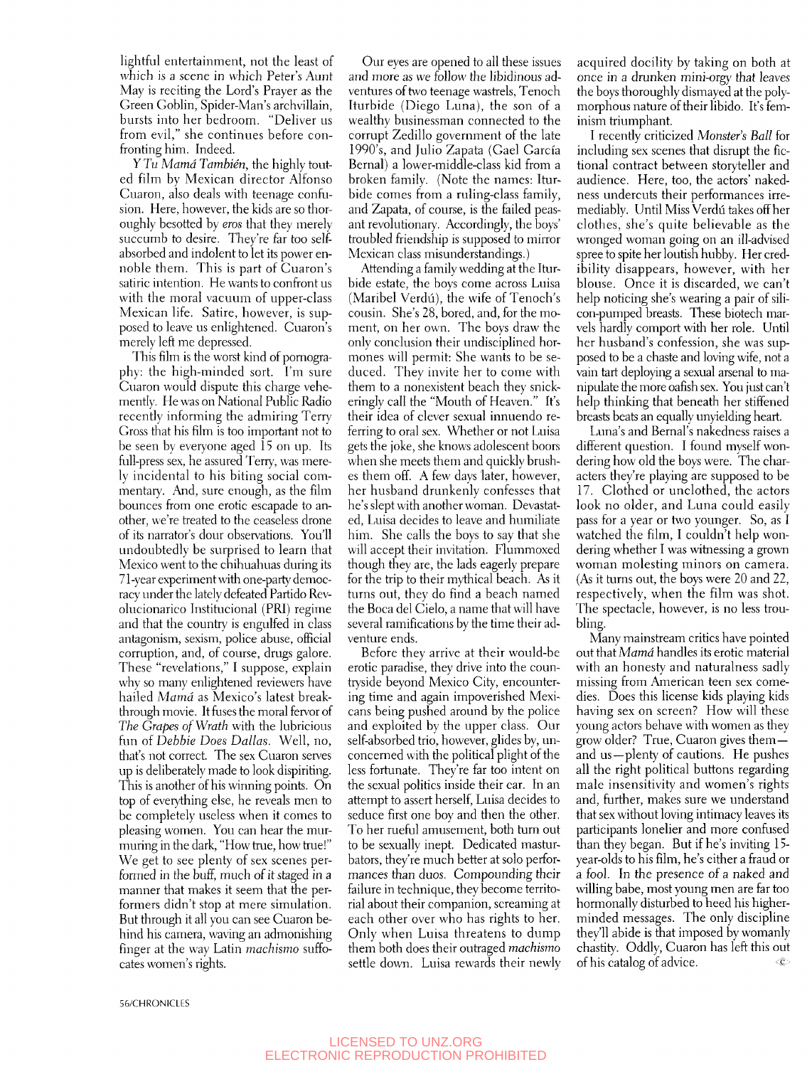lightful entertainment, not the least of which is a scene in which Peter's Aunt May is reciting the Lord's Prayer as the Green Goblin, Spider-Man's archvillain, bursts into her bedroom. "Deliver us from evil," she continues before confronting him. Indeed.

*Y Tu Mamá También*, the highly touted film by Mexican director Alfonso Cuaron, also deals with teenage confusion. Here, however, the kids are so thoroughly besotted by *eros* that they merely succumb to desire. They're far too self-absorbed and indolent to let its power ennoble them. This is part of Cuaron's satiric intention. He wants to confront us with the moral vacuum of upper-class Mexican life. Satire, however, is supposed to leave us enlightened. Cuaron's merely left me depressed.

This film is the worst kind of pornography: the high-minded sort. I'm sure Cuaron would dispute this charge vehemently. He was on National Public Radio recently informing the admiring Terry Gross that his film is too important not to be seen by everyone aged 15 on up. Its full-press sex, he assured Terry, was merely incidental to his biting social commentary. And, sure enough, as the film bounces from one erotic escapade to another, we're treated to the ceaseless drone of its narrator's dour observations. You'll undoubtedly be surprised to learn that Mexico went to the chihuahuas during its 71-year experiment with one-party democracy under the lately defeated Partido Revolucionarico Institucional (PRI) regime and that the country is engulfed in class antagonism, sexism, police abuse, official corruption, and, of course, drugs galore. These "revelations," I suppose, explain why so many enlightened reviewers have hailed *Mamá* as Mexico's latest breakthrough movie. It fuses the moral fervor of *The Grapes of Wrath* with the lubricious fun of *Debbie Does Dallas*. Well, no, that's not correct. The sex Cuaron serves up is deliberately made to look dispiriting. This is another of his winning points. On top of everything else, he reveals men to be completely useless when it comes to pleasing women. You can hear the murmuring in the dark, "How true, how true!" We get to see plenty of sex scenes performed in the buff, much of it staged in a manner that makes it seem that the performers didn't stop at mere simulation. But through it all you can see Cuaron behind his camera, waving an admonishing finger at the way Latin *machismo* suffocates women's rights.

Our eyes are opened to all these issues and more as we follow the libidinous adventures of two teenage wastrels, Tenoch Iturbide (Diego Luna), the son of a wealthy businessman connected to the corrupt Zedillo government of the late 1990's, and Julio Zapata (Gael García Bernal) a lower-middle-class kid from a broken family. (Note the names: Iturbide comes from a ruling-class family, and Zapata, of course, is the failed peasant revolutionary. Accordingly, the boys' troubled friendship is supposed to mirror Mexican class misunderstandings.)

Attending a family wedding at the Iturbide estate, the boys come across Luisa (Maribel Verdú), the wife of Tenoch's cousin. She's 28, bored, and, for the moment, on her own. The boys draw the only conclusion their undisciplined hormones will permit: She wants to be seduced. They invite her to come with them to a nonexistent beach they snickeringly call the "Mouth of Heaven." It's their idea of clever sexual innuendo referring to oral sex. Whether or not Luisa gets the joke, she knows adolescent boors when she meets them and quickly brushes them off. A few days later, however, her husband drunkenly confesses that he's slept with another woman. Devastated, Luisa decides to leave and humiliate him. She calls the boys to say that she will accept their invitation. Flummoxed though they are, the lads eagerly prepare for the trip to their mythical beach. As it turns out, they do find a beach named the Boca del Cielo, a name that will have several ramifications by the time their adventure ends.

Before they arrive at their would-be erotic paradise, they drive into the countryside beyond Mexico City, encountering time and again impoverished Mexicans being pushed around by the police and exploited by the upper class. Our self-absorbed trio, however, glides by, unconcerned with the political plight of the less fortunate. They're far too intent on the sexual politics inside their car. In an attempt to assert herself, Luisa decides to seduce first one boy and then the other. To her rueful amusement, both turn out to be sexually inept. Dedicated masturbators, they're much better at solo performances than duos. Compounding their failure in technique, they become territorial about their companion, screaming at each other over who has rights to her. Only when Luisa threatens to dump them both does their outraged *machismo* settle down. Luisa rewards their newly acquired docility by taking on both at once in a drunken mini-orgy that leaves the boys thoroughly dismayed at the polymorphous nature of their libido. It's feminism triumphant.

I recently criticized *Monster's Ball* for including sex scenes that disrupt the fictional contract between storyteller and audience. Here, too, the actors' nakedness undercuts their performances irremediably. Until Miss Verdú takes off her clothes, she's quite believable as the wronged woman going on an ill-advised spree to spite her loutish hubby. Her credibility disappears, however, with her blouse. Once it is discarded, we can't help noticing she's wearing a pair of silicon-pumped breasts. These biotech marvels hardly comport with her role. Until her husband's confession, she was supposed to be a chaste and loving wife, not a vain tart deploying a sexual arsenal to manipulate the more oafish sex. You just can't help thinking that beneath her stiffened breasts beats an equally unyielding heart.

Luna's and Bernal's nakedness raises a different question. I found myself wondering how old the boys were. The characters they're playing are supposed to be 17. Clothed or unclothed, the actors look no older, and Luna could easily pass for a year or two younger. So, as I watched the film, I couldn't help wondering whether I was witnessing a grown woman molesting minors on camera. (As it turns out, the boys were 20 and 22, respectively, when the film was shot. The spectacle, however, is no less troubling.

Many mainstream critics have pointed out that *Mamá* handles its erotic material with an honesty and naturalness sadly missing from American teen sex comedies. Does this license kids playing kids having sex on screen? How will these young actors behave with women as they grow older? True, Cuaron gives them—and us—plenty of cautions. He pushes all the right political buttons regarding male insensitivity and women's rights and, further, makes sure we understand that sex without loving intimacy leaves its participants lonelier and more confused than they began. But if he's inviting 15-year-olds to his film, he's either a fraud or a fool. In the presence of a naked and willing babe, most young men are far too hormonally disturbed to heed his higher-minded messages. The only discipline they'll abide is that imposed by womanly chastity. Oddly, Cuaron has left this out of his catalog of advice.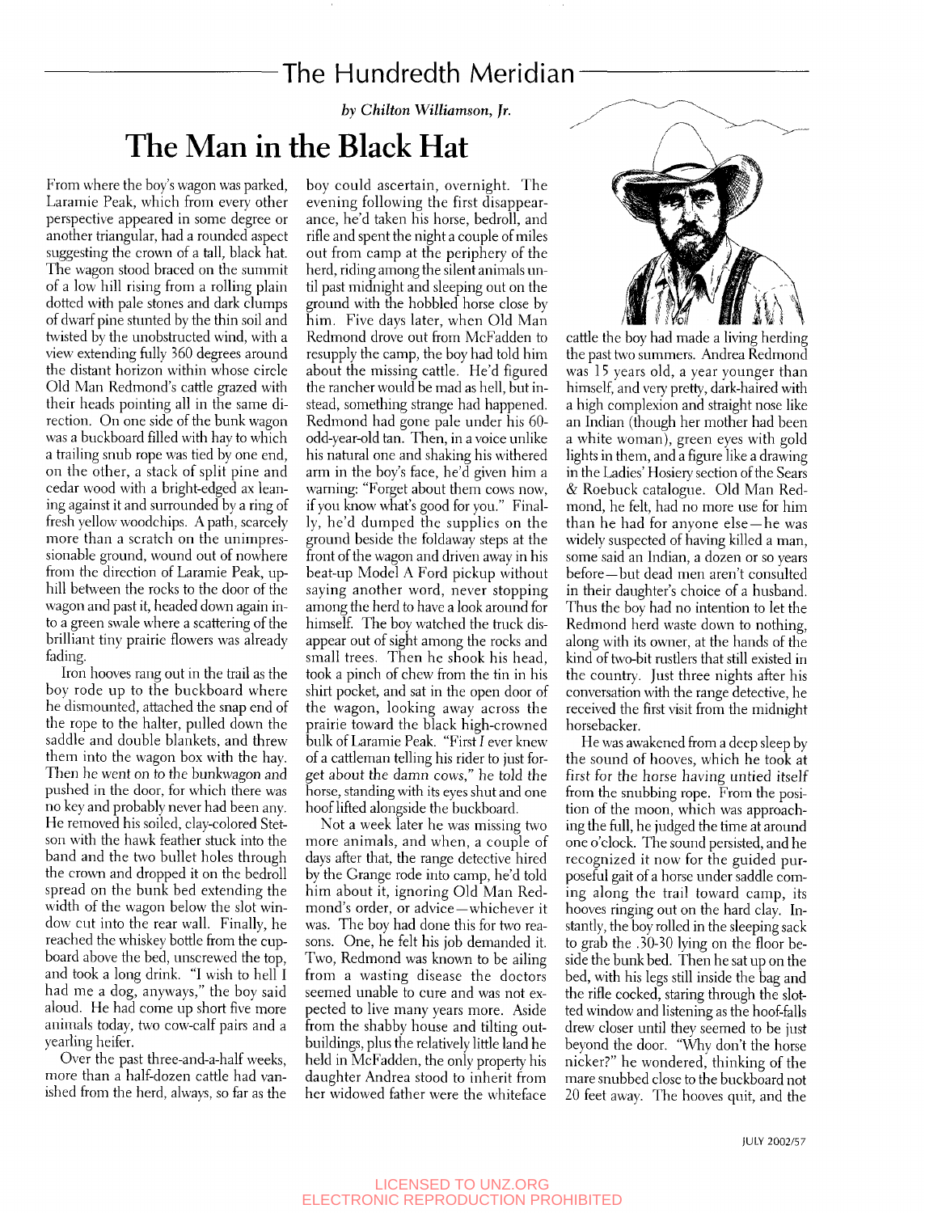# The Man in the Black Hat

*by Chilton Williamson, Jr.*

From where the boy's wagon was parked, Laramie Peak, which from every other perspective appeared in some degree or another triangular, had a rounded aspect suggesting the crown of a tall, black hat. The wagon stood braced on the summit of a low hill rising from a rolling plain dotted with pale stones and dark clumps of dwarf pine stunted by the thin soil and twisted by the unobstructed wind, with a view extending fully 360 degrees around the distant horizon within whose circle Old Man Redmond's cattle grazed with their heads pointing all in the same direction. On one side of the bunk wagon was a buckboard filled with hay to which a trailing snub rope was tied by one end, on the other, a stack of split pine and cedar wood with a bright-edged ax leaning against it and surrounded by a ring of fresh yellow woodchips. A path, scarcely more than a scratch on the unimpressionable ground, wound out of nowhere from the direction of Laramie Peak, uphill between the rocks to the door of the wagon and past it, headed down again into a green swale where a scattering of the brilliant tiny prairie flowers was already fading.

Iron hooves rang out in the trail as the boy rode up to the buckboard where he dismounted, attached the snap end of the rope to the halter, pulled down the saddle and double blankets, and threw them into the wagon box with the hay. Then he went on to the bunkwagon and pushed in the door, for which there was no key and probably never had been any. He removed his soiled, clay-colored Stetson with the hawk feather stuck into the band and the two bullet holes through the crown and dropped it on the bedroll spread on the bunk bed extending the width of the wagon below the slot window cut into the rear wall. Finally, he reached the whiskey bottle from the cupboard above the bed, unscrewed the top, and took a long drink. "I wish to hell I had me a dog, anyways," the boy said aloud. He had come up short five more animals today, two cow-calf pairs and a yearling heifer.

Over the past three-and-a-half weeks, more than a half-dozen cattle had vanished from the herd, always, so far as the boy could ascertain, overnight. The evening following the first disappearance, he'd taken his horse, bedroll, and rifle and spent the night a couple of miles out from camp at the periphery of the herd, riding among the silent animals until past midnight and sleeping out on the ground with the hobbled horse close by him. Five days later, when Old Man Redmond drove out from McFadden to resupply the camp, the boy had told him about the missing cattle. He'd figured the rancher would be mad as hell, but instead, something strange had happened. Redmond had gone pale under his 60-odd-year-old tan. Then, in a voice unlike his natural one and shaking his withered arm in the boy's face, he'd given him a warning: "Forget about them cows now, if you know what's good for you." Finally, he'd dumped the supplies on the ground beside the foldaway steps at the front of the wagon and driven away in his beat-up Model A Ford pickup without saying another word, never stopping among the herd to have a look around for himself. The boy watched the truck disappear out of sight among the rocks and small trees. Then he shook his head, took a pinch of chew from the tin in his shirt pocket, and sat in the open door of the wagon, looking away across the prairie toward the black high-crowned bulk of Laramie Peak. "First *I* ever knew of a cattleman telling his rider to just forget about the damn cows," he told the horse, standing with its eyes shut and one hoof lifted alongside the buckboard.

Not a week later he was missing two more animals, and when, a couple of days after that, the range detective hired by the Grange rode into camp, he'd told him about it, ignoring Old Man Redmond's order, or advice—whichever it was. The boy had done this for two reasons. One, he felt his job demanded it. Two, Redmond was known to be ailing from a wasting disease the doctors seemed unable to cure and was not expected to live many years more. Aside from the shabby house and tilting outbuildings, plus the relatively little land he held in McFadden, the only property his daughter Andrea stood to inherit from her widowed father were the whiteface cattle the boy had made a living herding the past two summers. Andrea Redmond was 15 years old, a year younger than himself, and very pretty, dark-haired with a high complexion and straight nose like an Indian (though her mother had been a white woman), green eyes with gold lights in them, and a figure like a drawing in the Ladies' Hosiery section of the Sears & Roebuck catalogue. Old Man Redmond, he felt, had no more use for him than he had for anyone else—he was widely suspected of having killed a man, some said an Indian, a dozen or so years before—but dead men aren't consulted in their daughter's choice of a husband. Thus the boy had no intention to let the Redmond herd waste down to nothing, along with its owner, at the hands of the kind of two-bit rustlers that still existed in the country. Just three nights after his conversation with the range detective, he received the first visit from the midnight horsebacker.

He was awakened from a deep sleep by the sound of hooves, which he took at first for the horse having untied itself from the snubbing rope. From the position of the moon, which was approaching the full, he judged the time at around one o'clock. The sound persisted, and he recognized it now for the guided purposeful gait of a horse under saddle coming along the trail toward camp, its hooves ringing out on the hard clay. Instantly, the boy rolled in the sleeping sack to grab the .30-30 lying on the floor beside the bunk bed. Then he sat up on the bed, with his legs still inside the bag and the rifle cocked, staring through the slotted window and listening as the hoof-falls drew closer until they seemed to be just beyond the door. "Why don't the horse nicker?" he wondered, thinking of the mare snubbed close to the buckboard not 20 feet away. The hooves quit, and the